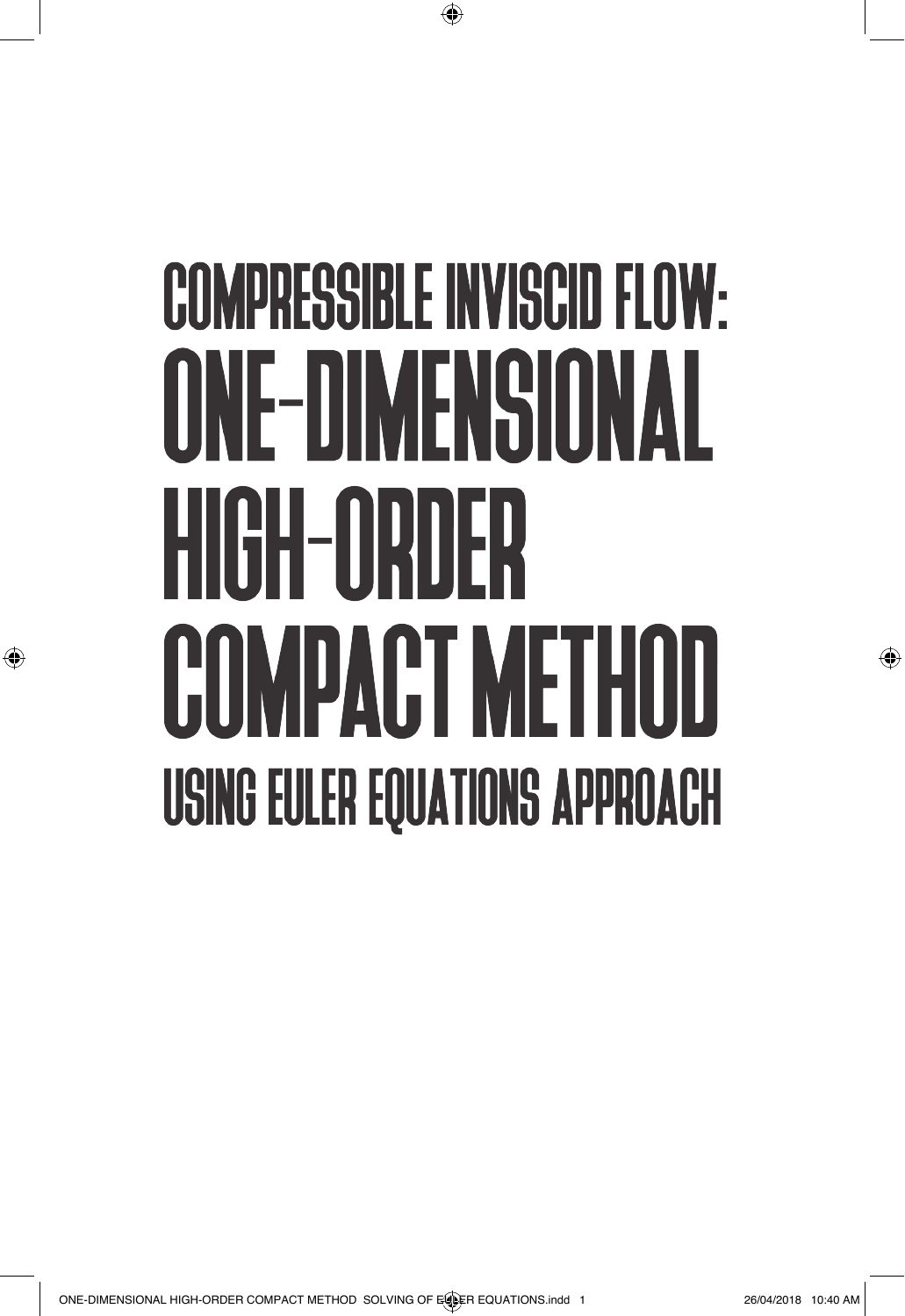# COMPRESSIBLE INVISCID FLOW: ONE-DIMENSIONAL HIGH-ORDER COMPACT METHOD USING EULER EQUATIONS APPROACH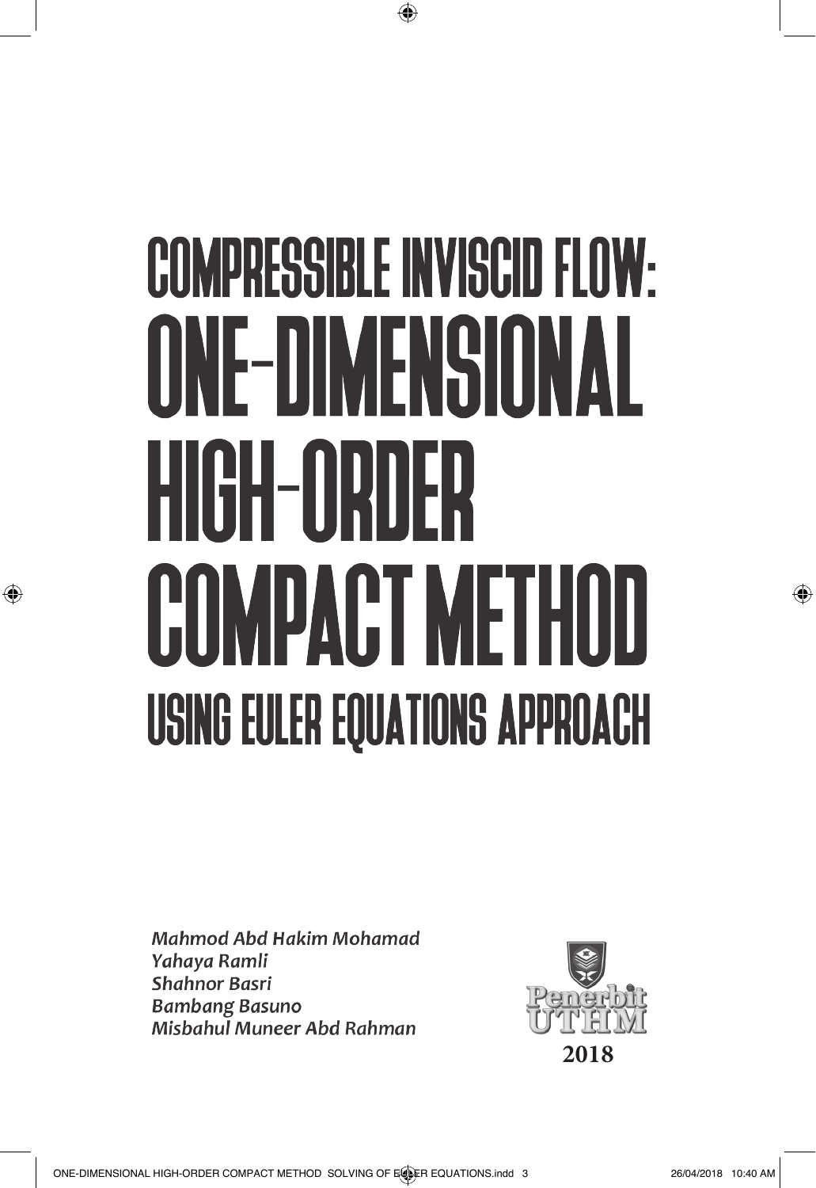# COMPRESSIBLE INVISCID FLOW: ONE-DIMENSIONAL HIGH-ORDER COMPACT METHOD USING EULER EQUATIONS APPROACH

*Mahmod Abd Hakim Mohamad*
*Yahaya Ramli*
*Shahnor Basri*
*Bambang Basuno*
*Misbahul Muneer Abd Rahman*

Penerbit UTHM

**2018**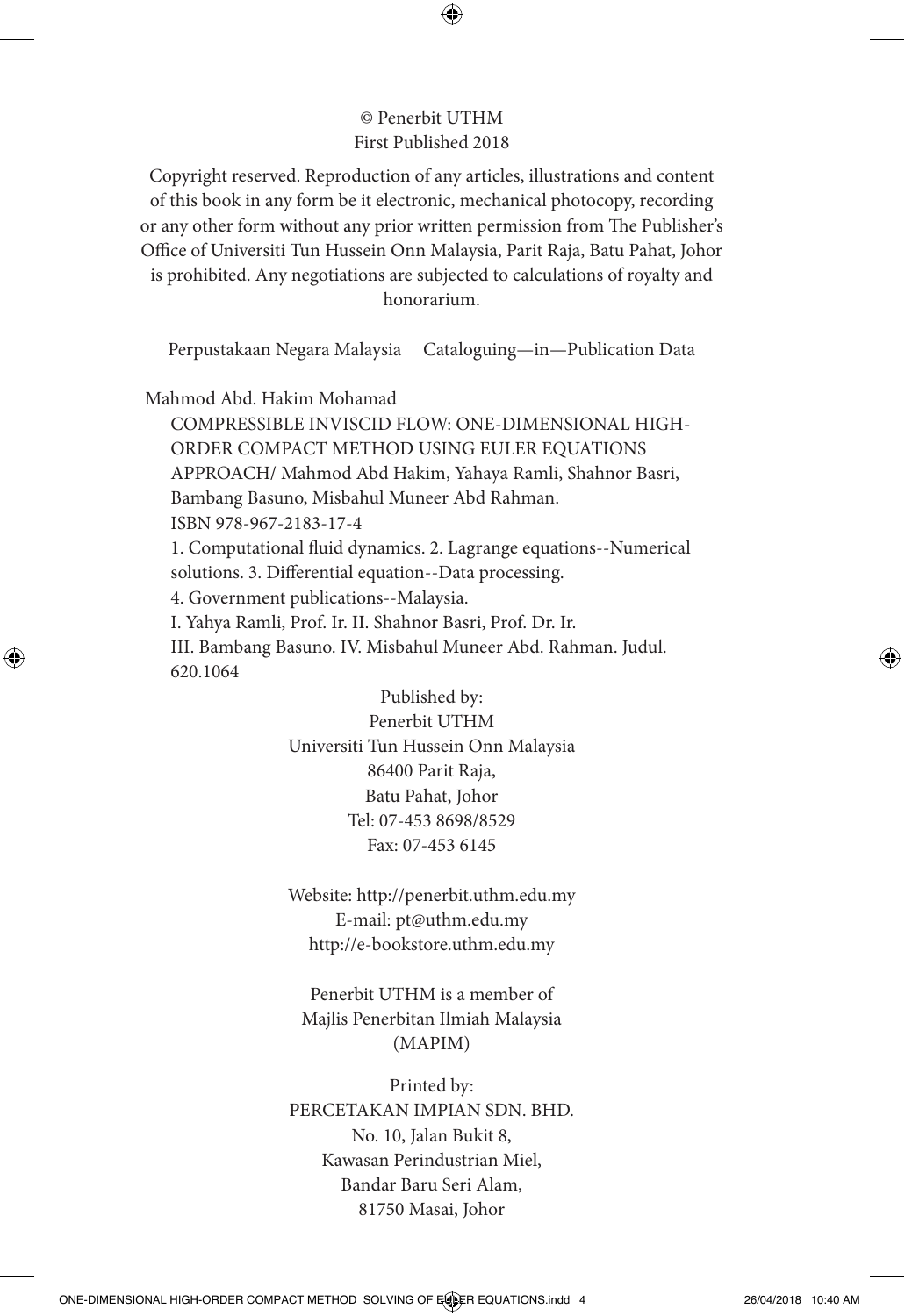© Penerbit UTHM
First Published 2018

Copyright reserved. Reproduction of any articles, illustrations and content of this book in any form be it electronic, mechanical photocopy, recording or any other form without any prior written permission from The Publisher's Office of Universiti Tun Hussein Onn Malaysia, Parit Raja, Batu Pahat, Johor is prohibited. Any negotiations are subjected to calculations of royalty and honorarium.

Perpustakaan Negara Malaysia    Cataloguing—in—Publication Data

Mahmod Abd. Hakim Mohamad

COMPRESSIBLE INVISCID FLOW: ONE-DIMENSIONAL HIGH-ORDER COMPACT METHOD USING EULER EQUATIONS APPROACH/ Mahmod Abd Hakim, Yahaya Ramli, Shahnor Basri, Bambang Basuno, Misbahul Muneer Abd Rahman.
ISBN 978-967-2183-17-4
1. Computational fluid dynamics. 2. Lagrange equations--Numerical solutions. 3. Differential equation--Data processing.
4. Government publications--Malaysia.
I. Yahya Ramli, Prof. Ir. II. Shahnor Basri, Prof. Dr. Ir.
III. Bambang Basuno. IV. Misbahul Muneer Abd. Rahman. Judul.
620.1064

Published by:
Penerbit UTHM
Universiti Tun Hussein Onn Malaysia
86400 Parit Raja,
Batu Pahat, Johor
Tel: 07-453 8698/8529
Fax: 07-453 6145

Website: http://penerbit.uthm.edu.my
E-mail: pt@uthm.edu.my
http://e-bookstore.uthm.edu.my

Penerbit UTHM is a member of
Majlis Penerbitan Ilmiah Malaysia
(MAPIM)

Printed by:
PERCETAKAN IMPIAN SDN. BHD.
No. 10, Jalan Bukit 8,
Kawasan Perindustrian Miel,
Bandar Baru Seri Alam,
81750 Masai, Johor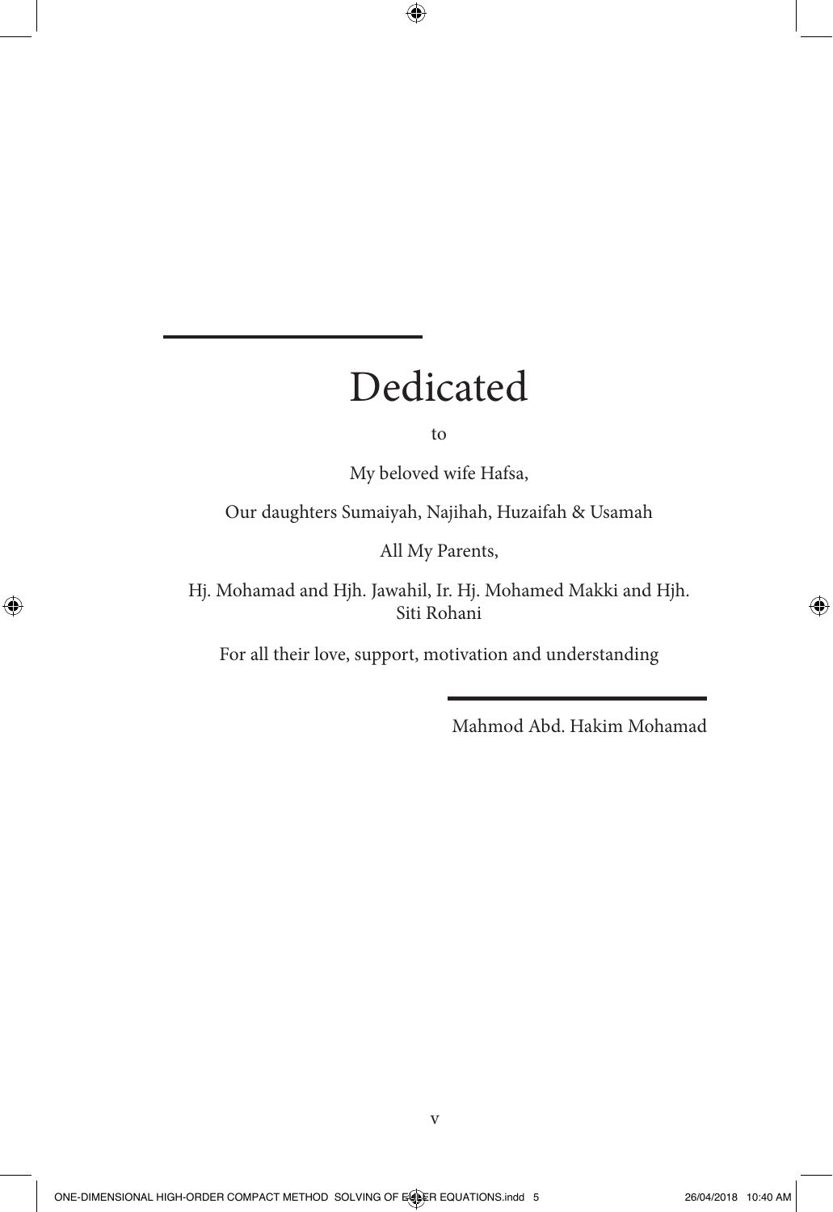# Dedicated

to

My beloved wife Hafsa,

Our daughters Sumaiyah, Najihah, Huzaifah & Usamah

All My Parents,

Hj. Mohamad and Hjh. Jawahil, Ir. Hj. Mohamed Makki and Hjh. Siti Rohani

For all their love, support, motivation and understanding

Mahmod Abd. Hakim Mohamad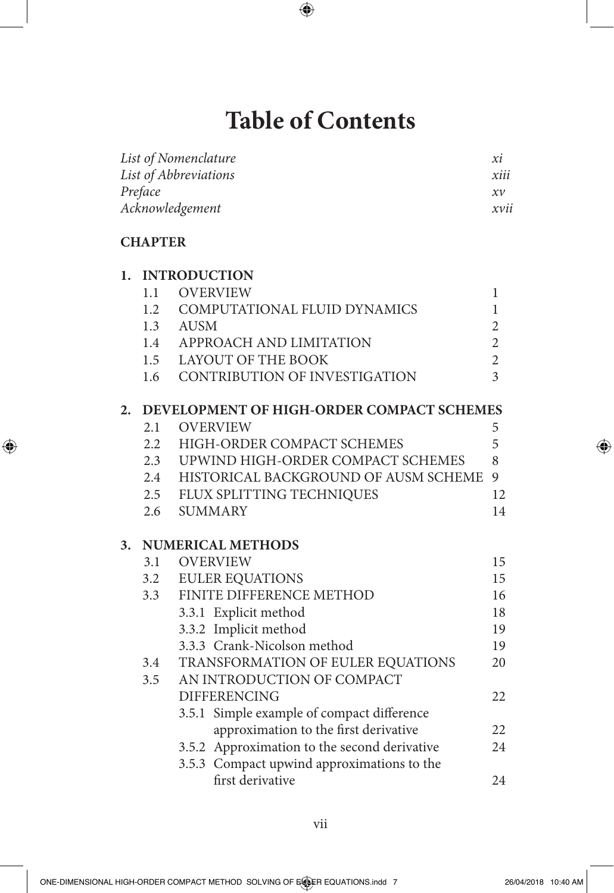# Table of Contents

| | |
|---|---|
| *List of Nomenclature* | *xi* |
| *List of Abbreviations* | *xiii* |
| *Preface* | *xv* |
| *Acknowledgement* | *xvii* |

**CHAPTER**

| | | | |
|---|---|---|---|
| **1.** | **INTRODUCTION** | | |
| | 1.1 | OVERVIEW | 1 |
| | 1.2 | COMPUTATIONAL FLUID DYNAMICS | 1 |
| | 1.3 | AUSM | 2 |
| | 1.4 | APPROACH AND LIMITATION | 2 |
| | 1.5 | LAYOUT OF THE BOOK | 2 |
| | 1.6 | CONTRIBUTION OF INVESTIGATION | 3 |
| **2.** | **DEVELOPMENT OF HIGH-ORDER COMPACT SCHEMES** | | |
| | 2.1 | OVERVIEW | 5 |
| | 2.2 | HIGH-ORDER COMPACT SCHEMES | 5 |
| | 2.3 | UPWIND HIGH-ORDER COMPACT SCHEMES | 8 |
| | 2.4 | HISTORICAL BACKGROUND OF AUSM SCHEME | 9 |
| | 2.5 | FLUX SPLITTING TECHNIQUES | 12 |
| | 2.6 | SUMMARY | 14 |
| **3.** | **NUMERICAL METHODS** | | |
| | 3.1 | OVERVIEW | 15 |
| | 3.2 | EULER EQUATIONS | 15 |
| | 3.3 | FINITE DIFFERENCE METHOD | 16 |
| | | 3.3.1 Explicit method | 18 |
| | | 3.3.2 Implicit method | 19 |
| | | 3.3.3 Crank-Nicolson method | 19 |
| | 3.4 | TRANSFORMATION OF EULER EQUATIONS | 20 |
| | 3.5 | AN INTRODUCTION OF COMPACT DIFFERENCING | 22 |
| | | 3.5.1 Simple example of compact difference approximation to the first derivative | 22 |
| | | 3.5.2 Approximation to the second derivative | 24 |
| | | 3.5.3 Compact upwind approximations to the first derivative | 24 |